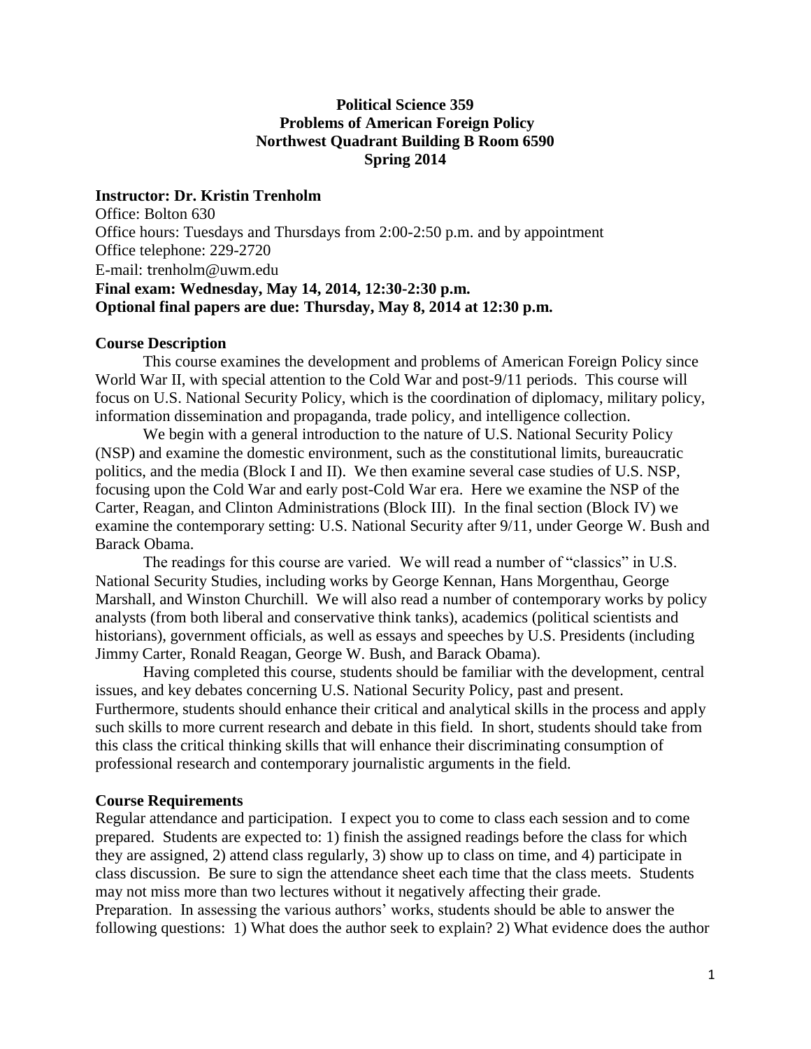**Political Science 359**
**Problems of American Foreign Policy**
**Northwest Quadrant Building B Room 6590**
**Spring 2014**

**Instructor: Dr. Kristin Trenholm**
Office: Bolton 630
Office hours: Tuesdays and Thursdays from 2:00-2:50 p.m. and by appointment
Office telephone: 229-2720
E-mail: trenholm@uwm.edu
**Final exam: Wednesday, May 14, 2014, 12:30-2:30 p.m.**
**Optional final papers are due: Thursday, May 8, 2014 at 12:30 p.m.**

**Course Description**

This course examines the development and problems of American Foreign Policy since World War II, with special attention to the Cold War and post-9/11 periods. This course will focus on U.S. National Security Policy, which is the coordination of diplomacy, military policy, information dissemination and propaganda, trade policy, and intelligence collection.

We begin with a general introduction to the nature of U.S. National Security Policy (NSP) and examine the domestic environment, such as the constitutional limits, bureaucratic politics, and the media (Block I and II). We then examine several case studies of U.S. NSP, focusing upon the Cold War and early post-Cold War era. Here we examine the NSP of the Carter, Reagan, and Clinton Administrations (Block III). In the final section (Block IV) we examine the contemporary setting: U.S. National Security after 9/11, under George W. Bush and Barack Obama.

The readings for this course are varied. We will read a number of "classics" in U.S. National Security Studies, including works by George Kennan, Hans Morgenthau, George Marshall, and Winston Churchill. We will also read a number of contemporary works by policy analysts (from both liberal and conservative think tanks), academics (political scientists and historians), government officials, as well as essays and speeches by U.S. Presidents (including Jimmy Carter, Ronald Reagan, George W. Bush, and Barack Obama).

Having completed this course, students should be familiar with the development, central issues, and key debates concerning U.S. National Security Policy, past and present. Furthermore, students should enhance their critical and analytical skills in the process and apply such skills to more current research and debate in this field. In short, students should take from this class the critical thinking skills that will enhance their discriminating consumption of professional research and contemporary journalistic arguments in the field.

**Course Requirements**

Regular attendance and participation. I expect you to come to class each session and to come prepared. Students are expected to: 1) finish the assigned readings before the class for which they are assigned, 2) attend class regularly, 3) show up to class on time, and 4) participate in class discussion. Be sure to sign the attendance sheet each time that the class meets. Students may not miss more than two lectures without it negatively affecting their grade.

Preparation. In assessing the various authors' works, students should be able to answer the following questions: 1) What does the author seek to explain? 2) What evidence does the author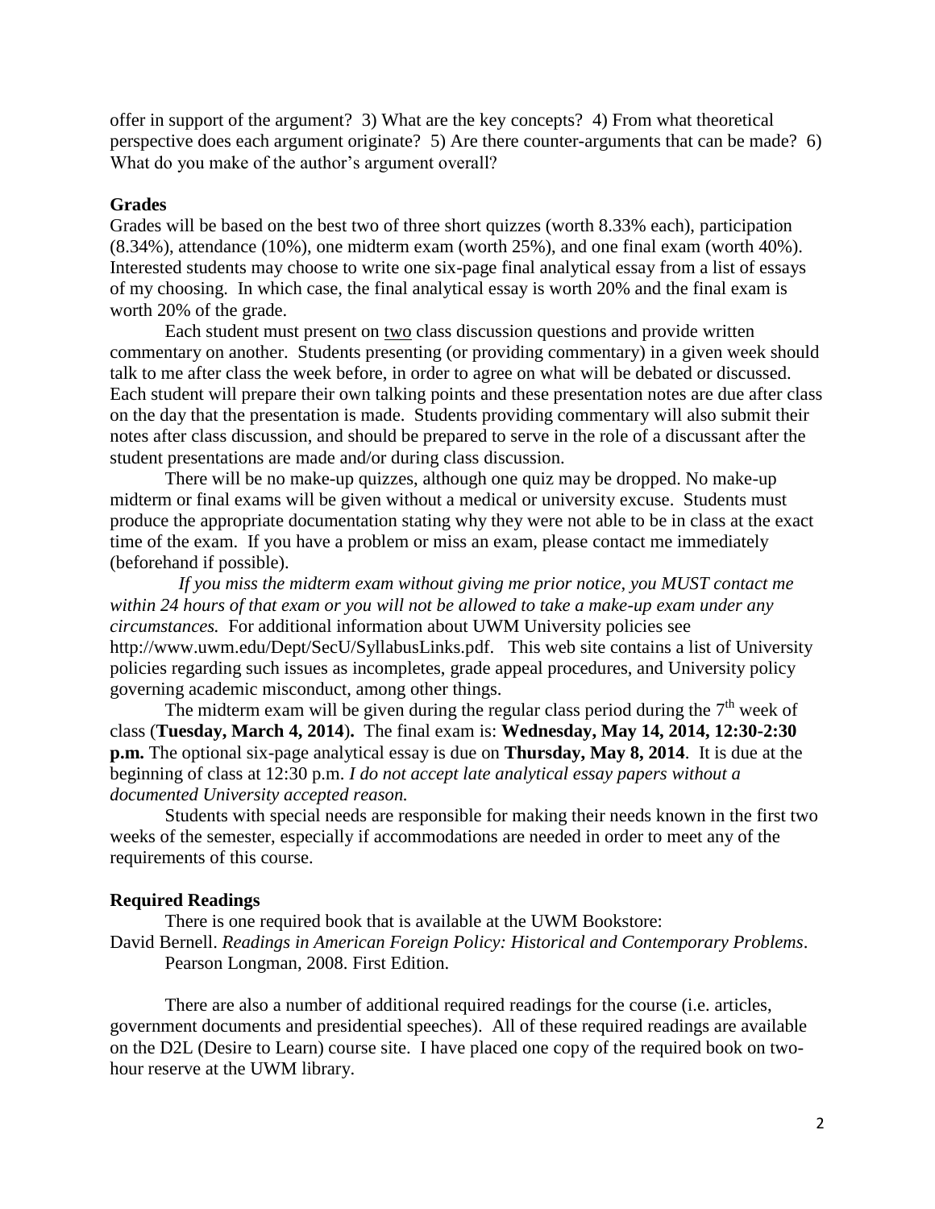offer in support of the argument? 3) What are the key concepts? 4) From what theoretical perspective does each argument originate? 5) Are there counter-arguments that can be made? 6) What do you make of the author's argument overall?

### Grades

Grades will be based on the best two of three short quizzes (worth 8.33% each), participation (8.34%), attendance (10%), one midterm exam (worth 25%), and one final exam (worth 40%). Interested students may choose to write one six-page final analytical essay from a list of essays of my choosing. In which case, the final analytical essay is worth 20% and the final exam is worth 20% of the grade.

Each student must present on two class discussion questions and provide written commentary on another. Students presenting (or providing commentary) in a given week should talk to me after class the week before, in order to agree on what will be debated or discussed. Each student will prepare their own talking points and these presentation notes are due after class on the day that the presentation is made. Students providing commentary will also submit their notes after class discussion, and should be prepared to serve in the role of a discussant after the student presentations are made and/or during class discussion.

There will be no make-up quizzes, although one quiz may be dropped. No make-up midterm or final exams will be given without a medical or university excuse. Students must produce the appropriate documentation stating why they were not able to be in class at the exact time of the exam. If you have a problem or miss an exam, please contact me immediately (beforehand if possible).

*If you miss the midterm exam without giving me prior notice, you MUST contact me within 24 hours of that exam or you will not be allowed to take a make-up exam under any circumstances.* For additional information about UWM University policies see http://www.uwm.edu/Dept/SecU/SyllabusLinks.pdf. This web site contains a list of University policies regarding such issues as incompletes, grade appeal procedures, and University policy governing academic misconduct, among other things.

The midterm exam will be given during the regular class period during the 7th week of class (**Tuesday, March 4, 2014**). The final exam is: **Wednesday, May 14, 2014, 12:30-2:30 p.m.** The optional six-page analytical essay is due on **Thursday, May 8, 2014**. It is due at the beginning of class at 12:30 p.m. *I do not accept late analytical essay papers without a documented University accepted reason.*

Students with special needs are responsible for making their needs known in the first two weeks of the semester, especially if accommodations are needed in order to meet any of the requirements of this course.

### Required Readings

There is one required book that is available at the UWM Bookstore:

David Bernell. *Readings in American Foreign Policy: Historical and Contemporary Problems*. Pearson Longman, 2008. First Edition.

There are also a number of additional required readings for the course (i.e. articles, government documents and presidential speeches). All of these required readings are available on the D2L (Desire to Learn) course site. I have placed one copy of the required book on two-hour reserve at the UWM library.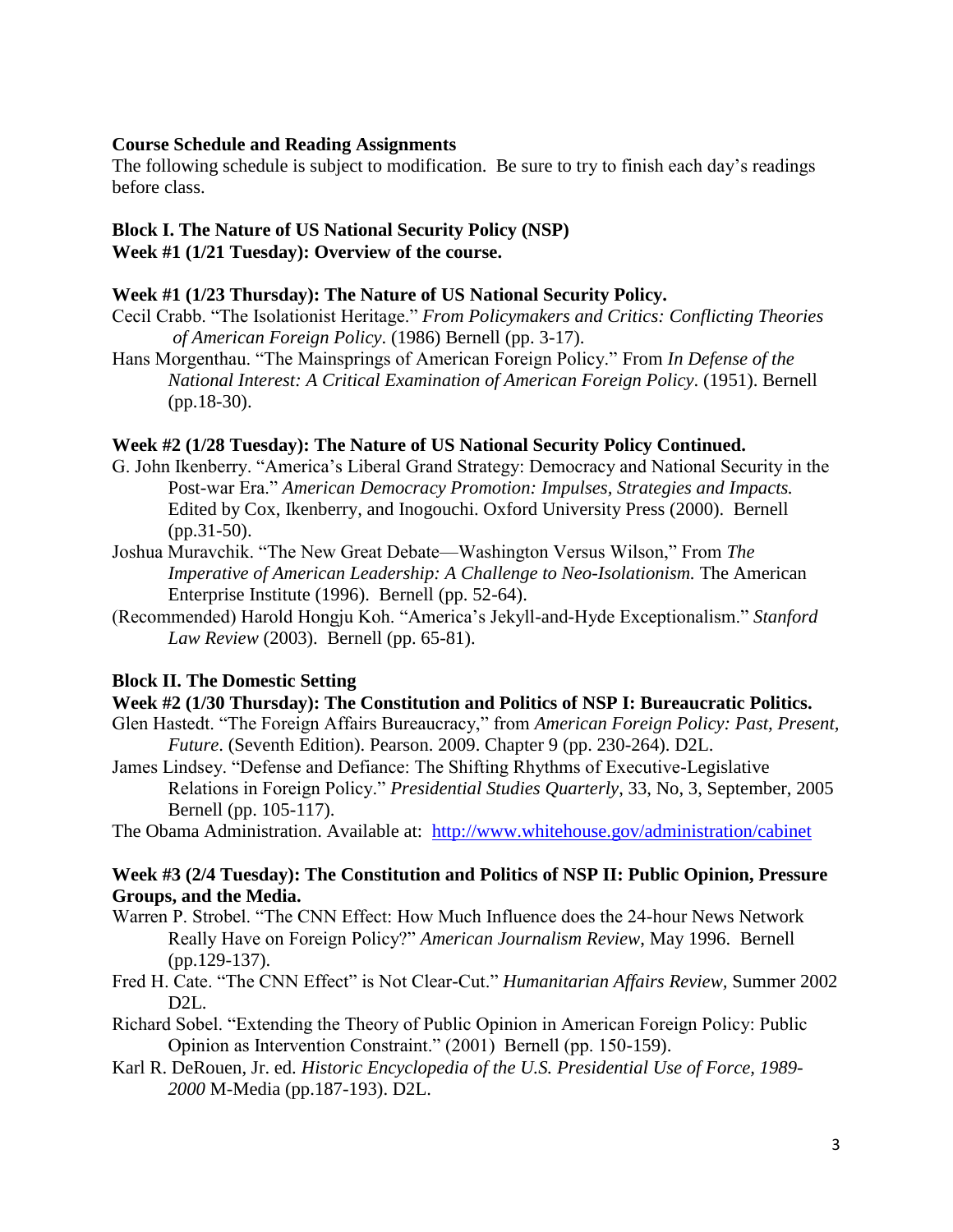**Course Schedule and Reading Assignments**

The following schedule is subject to modification. Be sure to try to finish each day's readings before class.

**Block I. The Nature of US National Security Policy (NSP)**

**Week #1 (1/21 Tuesday): Overview of the course.**

**Week #1 (1/23 Thursday): The Nature of US National Security Policy.**

Cecil Crabb. "The Isolationist Heritage." *From Policymakers and Critics: Conflicting Theories of American Foreign Policy*. (1986) Bernell (pp. 3-17).

Hans Morgenthau. "The Mainsprings of American Foreign Policy." From *In Defense of the National Interest: A Critical Examination of American Foreign Policy*. (1951). Bernell (pp.18-30).

**Week #2 (1/28 Tuesday): The Nature of US National Security Policy Continued.**

G. John Ikenberry. "America's Liberal Grand Strategy: Democracy and National Security in the Post-war Era." *American Democracy Promotion: Impulses, Strategies and Impacts.* Edited by Cox, Ikenberry, and Inogouchi. Oxford University Press (2000). Bernell (pp.31-50).

Joshua Muravchik. "The New Great Debate—Washington Versus Wilson," From *The Imperative of American Leadership: A Challenge to Neo-Isolationism.* The American Enterprise Institute (1996). Bernell (pp. 52-64).

(Recommended) Harold Hongju Koh. "America's Jekyll-and-Hyde Exceptionalism." *Stanford Law Review* (2003). Bernell (pp. 65-81).

**Block II. The Domestic Setting**

**Week #2 (1/30 Thursday): The Constitution and Politics of NSP I: Bureaucratic Politics.**

Glen Hastedt. "The Foreign Affairs Bureaucracy," from *American Foreign Policy: Past, Present, Future*. (Seventh Edition). Pearson. 2009. Chapter 9 (pp. 230-264). D2L.

James Lindsey. "Defense and Defiance: The Shifting Rhythms of Executive-Legislative Relations in Foreign Policy." *Presidential Studies Quarterly*, 33, No, 3, September, 2005 Bernell (pp. 105-117).

The Obama Administration. Available at: [http://www.whitehouse.gov/administration/cabinet](http://www.whitehouse.gov/administration/cabinet)

**Week #3 (2/4 Tuesday): The Constitution and Politics of NSP II: Public Opinion, Pressure Groups, and the Media.**

Warren P. Strobel. "The CNN Effect: How Much Influence does the 24-hour News Network Really Have on Foreign Policy?" *American Journalism Review*, May 1996. Bernell (pp.129-137).

Fred H. Cate. "The CNN Effect" is Not Clear-Cut." *Humanitarian Affairs Review,* Summer 2002 D2L.

Richard Sobel. "Extending the Theory of Public Opinion in American Foreign Policy: Public Opinion as Intervention Constraint." (2001) Bernell (pp. 150-159).

Karl R. DeRouen, Jr. ed. *Historic Encyclopedia of the U.S. Presidential Use of Force, 1989-2000* M-Media (pp.187-193). D2L.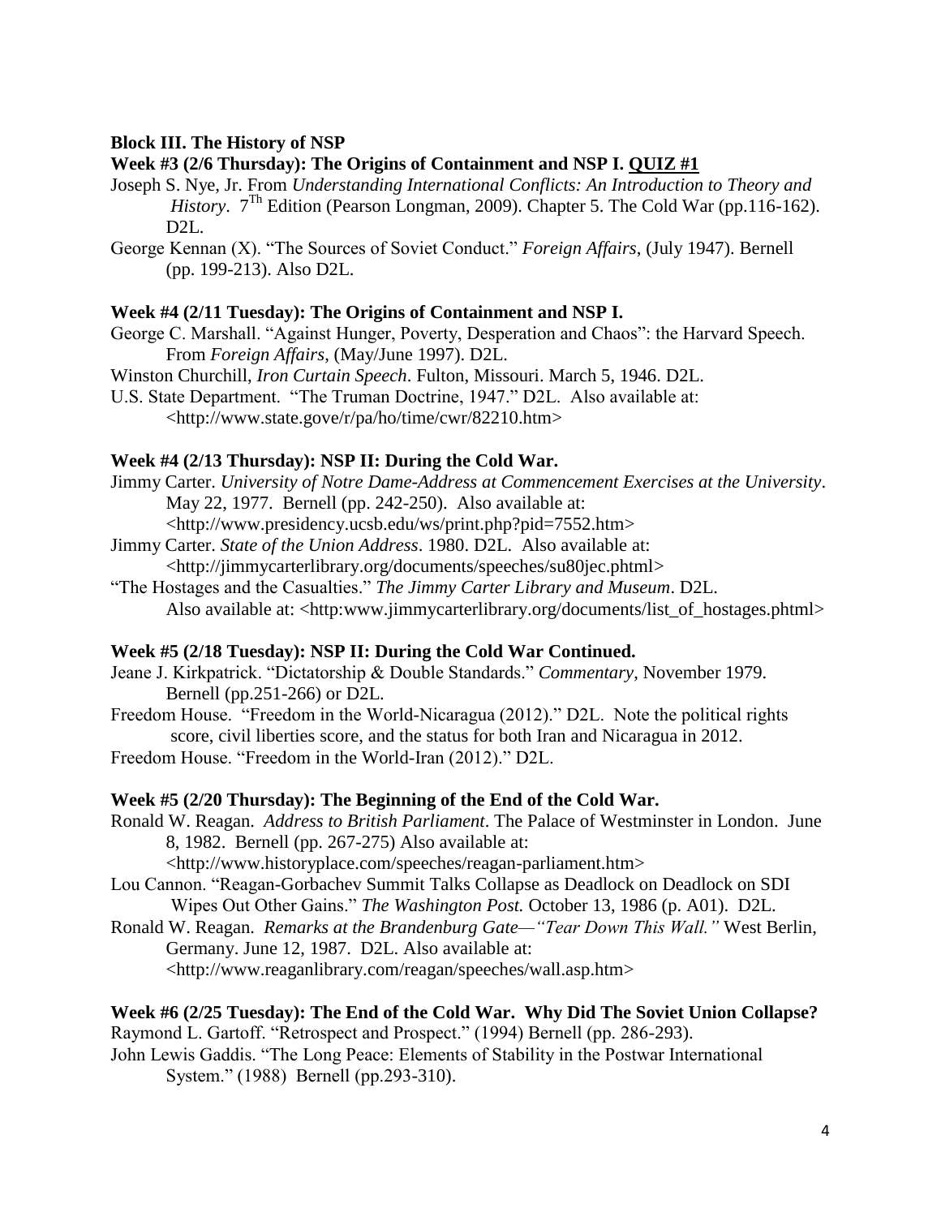**Block III. The History of NSP**

**Week #3 (2/6 Thursday): The Origins of Containment and NSP I. QUIZ #1**

Joseph S. Nye, Jr. From *Understanding International Conflicts: An Introduction to Theory and History*. 7[Th] Edition (Pearson Longman, 2009). Chapter 5. The Cold War (pp.116-162). D2L.

George Kennan (X). "The Sources of Soviet Conduct." *Foreign Affairs*, (July 1947). Bernell (pp. 199-213). Also D2L.

**Week #4 (2/11 Tuesday): The Origins of Containment and NSP I.**

George C. Marshall. "Against Hunger, Poverty, Desperation and Chaos": the Harvard Speech. From *Foreign Affairs*, (May/June 1997). D2L.

Winston Churchill, *Iron Curtain Speech*. Fulton, Missouri. March 5, 1946. D2L.

U.S. State Department. "The Truman Doctrine, 1947." D2L. Also available at: <http://www.state.gove/r/pa/ho/time/cwr/82210.htm>

**Week #4 (2/13 Thursday): NSP II: During the Cold War.**

Jimmy Carter. *University of Notre Dame-Address at Commencement Exercises at the University*. May 22, 1977. Bernell (pp. 242-250). Also available at: <http://www.presidency.ucsb.edu/ws/print.php?pid=7552.htm>

Jimmy Carter. *State of the Union Address*. 1980. D2L. Also available at: <http://jimmycarterlibrary.org/documents/speeches/su80jec.phtml>

"The Hostages and the Casualties." *The Jimmy Carter Library and Museum*. D2L. Also available at: <http:www.jimmycarterlibrary.org/documents/list_of_hostages.phtml>

**Week #5 (2/18 Tuesday): NSP II: During the Cold War Continued.**

Jeane J. Kirkpatrick. "Dictatorship & Double Standards." *Commentary*, November 1979. Bernell (pp.251-266) or D2L.

Freedom House. "Freedom in the World-Nicaragua (2012)." D2L. Note the political rights score, civil liberties score, and the status for both Iran and Nicaragua in 2012.

Freedom House. "Freedom in the World-Iran (2012)." D2L.

**Week #5 (2/20 Thursday): The Beginning of the End of the Cold War.**

Ronald W. Reagan. *Address to British Parliament*. The Palace of Westminster in London. June 8, 1982. Bernell (pp. 267-275) Also available at: <http://www.historyplace.com/speeches/reagan-parliament.htm>

Lou Cannon. "Reagan-Gorbachev Summit Talks Collapse as Deadlock on Deadlock on SDI Wipes Out Other Gains." *The Washington Post.* October 13, 1986 (p. A01). D2L.

Ronald W. Reagan. *Remarks at the Brandenburg Gate—"Tear Down This Wall."* West Berlin, Germany. June 12, 1987. D2L. Also available at: <http://www.reaganlibrary.com/reagan/speeches/wall.asp.htm>

**Week #6 (2/25 Tuesday): The End of the Cold War. Why Did The Soviet Union Collapse?**

Raymond L. Gartoff. "Retrospect and Prospect." (1994) Bernell (pp. 286-293).

John Lewis Gaddis. "The Long Peace: Elements of Stability in the Postwar International System." (1988) Bernell (pp.293-310).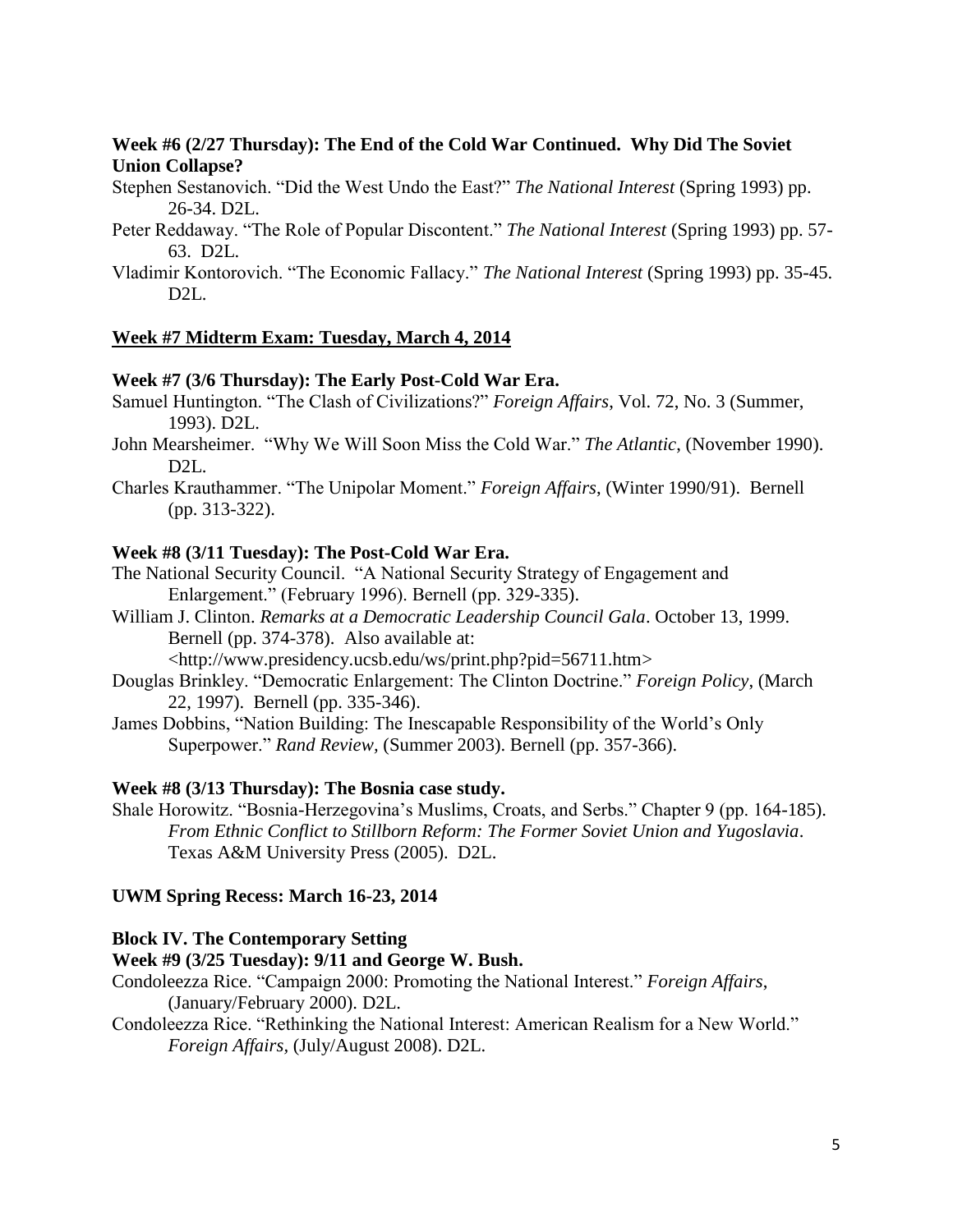**Week #6 (2/27 Thursday): The End of the Cold War Continued. Why Did The Soviet Union Collapse?**

Stephen Sestanovich. "Did the West Undo the East?" *The National Interest* (Spring 1993) pp. 26-34. D2L.

Peter Reddaway. "The Role of Popular Discontent." *The National Interest* (Spring 1993) pp. 57-63. D2L.

Vladimir Kontorovich. "The Economic Fallacy." *The National Interest* (Spring 1993) pp. 35-45. D2L.

**Week #7 Midterm Exam: Tuesday, March 4, 2014**

**Week #7 (3/6 Thursday): The Early Post-Cold War Era.**

Samuel Huntington. "The Clash of Civilizations?" *Foreign Affairs*, Vol. 72, No. 3 (Summer, 1993). D2L.

John Mearsheimer. "Why We Will Soon Miss the Cold War." *The Atlantic*, (November 1990). D2L.

Charles Krauthammer. "The Unipolar Moment." *Foreign Affairs*, (Winter 1990/91). Bernell (pp. 313-322).

**Week #8 (3/11 Tuesday): The Post-Cold War Era.**

The National Security Council. "A National Security Strategy of Engagement and Enlargement." (February 1996). Bernell (pp. 329-335).

William J. Clinton. *Remarks at a Democratic Leadership Council Gala*. October 13, 1999. Bernell (pp. 374-378). Also available at: <http://www.presidency.ucsb.edu/ws/print.php?pid=56711.htm>

Douglas Brinkley. "Democratic Enlargement: The Clinton Doctrine." *Foreign Policy*, (March 22, 1997). Bernell (pp. 335-346).

James Dobbins, "Nation Building: The Inescapable Responsibility of the World's Only Superpower." *Rand Review*, (Summer 2003). Bernell (pp. 357-366).

**Week #8 (3/13 Thursday): The Bosnia case study.**

Shale Horowitz. "Bosnia-Herzegovina's Muslims, Croats, and Serbs." Chapter 9 (pp. 164-185). *From Ethnic Conflict to Stillborn Reform: The Former Soviet Union and Yugoslavia*. Texas A&M University Press (2005). D2L.

**UWM Spring Recess: March 16-23, 2014**

**Block IV. The Contemporary Setting**

**Week #9 (3/25 Tuesday): 9/11 and George W. Bush.**

Condoleezza Rice. "Campaign 2000: Promoting the National Interest." *Foreign Affairs*, (January/February 2000). D2L.

Condoleezza Rice. "Rethinking the National Interest: American Realism for a New World." *Foreign Affairs*, (July/August 2008). D2L.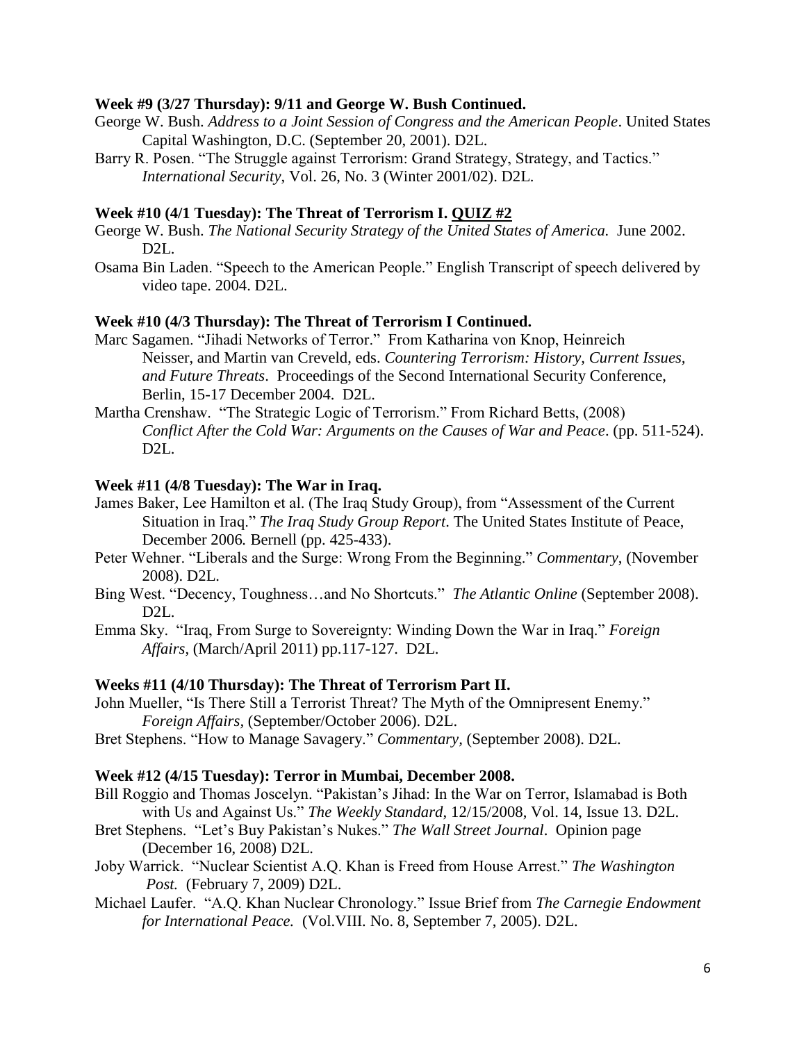**Week #9 (3/27 Thursday): 9/11 and George W. Bush Continued.**

George W. Bush. *Address to a Joint Session of Congress and the American People*. United States Capital Washington, D.C. (September 20, 2001). D2L.

Barry R. Posen. "The Struggle against Terrorism: Grand Strategy, Strategy, and Tactics." *International Security*, Vol. 26, No. 3 (Winter 2001/02). D2L.

**Week #10 (4/1 Tuesday): The Threat of Terrorism I. QUIZ #2**

George W. Bush. *The National Security Strategy of the United States of America.* June 2002. D2L.

Osama Bin Laden. "Speech to the American People." English Transcript of speech delivered by video tape. 2004. D2L.

**Week #10 (4/3 Thursday): The Threat of Terrorism I Continued.**

Marc Sagamen. "Jihadi Networks of Terror." From Katharina von Knop, Heinreich Neisser, and Martin van Creveld, eds. *Countering Terrorism: History, Current Issues, and Future Threats*. Proceedings of the Second International Security Conference, Berlin, 15-17 December 2004. D2L.

Martha Crenshaw. "The Strategic Logic of Terrorism." From Richard Betts, (2008) *Conflict After the Cold War: Arguments on the Causes of War and Peace*. (pp. 511-524). D2L.

**Week #11 (4/8 Tuesday): The War in Iraq.**

James Baker, Lee Hamilton et al. (The Iraq Study Group), from "Assessment of the Current Situation in Iraq." *The Iraq Study Group Report*. The United States Institute of Peace, December 2006*.* Bernell (pp. 425-433).

Peter Wehner. "Liberals and the Surge: Wrong From the Beginning." *Commentary*, (November 2008). D2L.

Bing West. "Decency, Toughness…and No Shortcuts." *The Atlantic Online* (September 2008). D2L.

Emma Sky. "Iraq, From Surge to Sovereignty: Winding Down the War in Iraq." *Foreign Affairs*, (March/April 2011) pp.117-127. D2L.

**Weeks #11 (4/10 Thursday): The Threat of Terrorism Part II.**

John Mueller, "Is There Still a Terrorist Threat? The Myth of the Omnipresent Enemy." *Foreign Affairs,* (September/October 2006). D2L.

Bret Stephens. "How to Manage Savagery." *Commentary,* (September 2008). D2L.

**Week #12 (4/15 Tuesday): Terror in Mumbai, December 2008.**

Bill Roggio and Thomas Joscelyn. "Pakistan's Jihad: In the War on Terror, Islamabad is Both with Us and Against Us." *The Weekly Standard*, 12/15/2008, Vol. 14, Issue 13. D2L.

Bret Stephens. "Let's Buy Pakistan's Nukes." *The Wall Street Journal*. Opinion page (December 16, 2008) D2L.

Joby Warrick. "Nuclear Scientist A.Q. Khan is Freed from House Arrest." *The Washington Post.* (February 7, 2009) D2L.

Michael Laufer. "A.Q. Khan Nuclear Chronology." Issue Brief from *The Carnegie Endowment for International Peace.* (Vol.VIII. No. 8, September 7, 2005). D2L.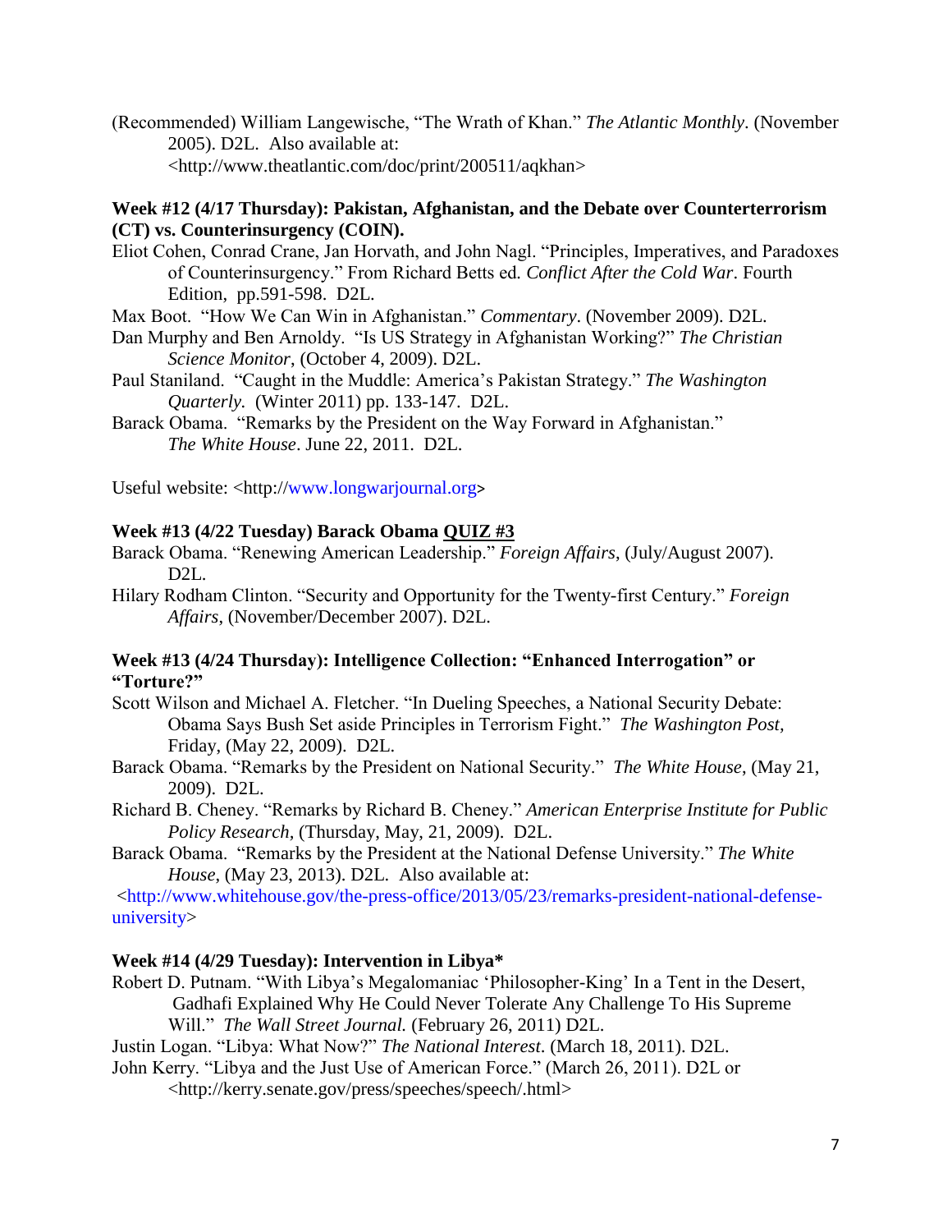(Recommended) William Langewische, "The Wrath of Khan." *The Atlantic Monthly*. (November 2005). D2L. Also available at: <http://www.theatlantic.com/doc/print/200511/aqkhan>

**Week #12 (4/17 Thursday): Pakistan, Afghanistan, and the Debate over Counterterrorism (CT) vs. Counterinsurgency (COIN).**

Eliot Cohen, Conrad Crane, Jan Horvath, and John Nagl. "Principles, Imperatives, and Paradoxes of Counterinsurgency." From Richard Betts ed. *Conflict After the Cold War*. Fourth Edition, pp.591-598. D2L.

Max Boot. "How We Can Win in Afghanistan." *Commentary*. (November 2009). D2L.

Dan Murphy and Ben Arnoldy. "Is US Strategy in Afghanistan Working?" *The Christian Science Monitor*, (October 4, 2009). D2L.

Paul Staniland. "Caught in the Muddle: America's Pakistan Strategy." *The Washington Quarterly*. (Winter 2011) pp. 133-147. D2L.

Barack Obama. "Remarks by the President on the Way Forward in Afghanistan." *The White House*. June 22, 2011. D2L.

Useful website: <http://www.longwarjournal.org>

**Week #13 (4/22 Tuesday) Barack Obama <u>QUIZ #3</u>**

Barack Obama. "Renewing American Leadership." *Foreign Affairs*, (July/August 2007). D2L.

Hilary Rodham Clinton. "Security and Opportunity for the Twenty-first Century." *Foreign Affairs*, (November/December 2007). D2L.

**Week #13 (4/24 Thursday): Intelligence Collection: "Enhanced Interrogation" or "Torture?"**

Scott Wilson and Michael A. Fletcher. "In Dueling Speeches, a National Security Debate: Obama Says Bush Set aside Principles in Terrorism Fight." *The Washington Post*, Friday, (May 22, 2009). D2L.

Barack Obama. "Remarks by the President on National Security." *The White House*, (May 21, 2009). D2L.

Richard B. Cheney. "Remarks by Richard B. Cheney." *American Enterprise Institute for Public Policy Research*, (Thursday, May, 21, 2009). D2L.

Barack Obama. "Remarks by the President at the National Defense University." *The White House*, (May 23, 2013). D2L. Also available at: <http://www.whitehouse.gov/the-press-office/2013/05/23/remarks-president-national-defense-university>

**Week #14 (4/29 Tuesday): Intervention in Libya***

Robert D. Putnam. "With Libya's Megalomaniac 'Philosopher-King' In a Tent in the Desert, Gadhafi Explained Why He Could Never Tolerate Any Challenge To His Supreme Will." *The Wall Street Journal.* (February 26, 2011) D2L.

Justin Logan. "Libya: What Now?" *The National Interest*. (March 18, 2011). D2L.

John Kerry. "Libya and the Just Use of American Force." (March 26, 2011). D2L or <http://kerry.senate.gov/press/speeches/speech/.html>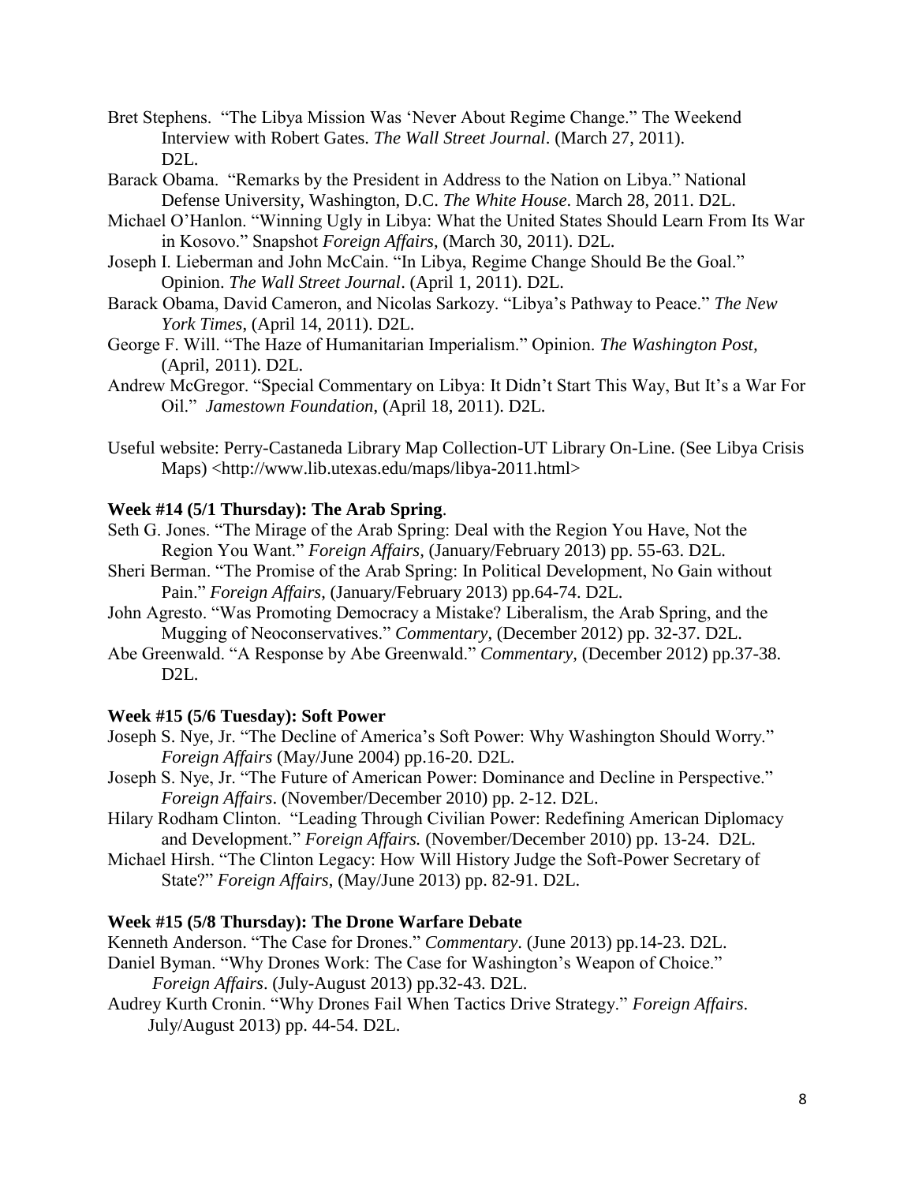Bret Stephens. "The Libya Mission Was 'Never About Regime Change." The Weekend Interview with Robert Gates. *The Wall Street Journal*. (March 27, 2011). D2L.

Barack Obama. "Remarks by the President in Address to the Nation on Libya." National Defense University, Washington, D.C. *The White House*. March 28, 2011. D2L.

Michael O'Hanlon. "Winning Ugly in Libya: What the United States Should Learn From Its War in Kosovo." Snapshot *Foreign Affairs*, (March 30, 2011). D2L.

Joseph I. Lieberman and John McCain. "In Libya, Regime Change Should Be the Goal." Opinion. *The Wall Street Journal*. (April 1, 2011). D2L.

Barack Obama, David Cameron, and Nicolas Sarkozy. "Libya's Pathway to Peace." *The New York Times*, (April 14, 2011). D2L.

George F. Will. "The Haze of Humanitarian Imperialism." Opinion. *The Washington Post*, (April, 2011). D2L.

Andrew McGregor. "Special Commentary on Libya: It Didn't Start This Way, But It's a War For Oil." *Jamestown Foundation*, (April 18, 2011). D2L.

Useful website: Perry-Castaneda Library Map Collection-UT Library On-Line. (See Libya Crisis Maps) <http://www.lib.utexas.edu/maps/libya-2011.html>

**Week #14 (5/1 Thursday): The Arab Spring**.

Seth G. Jones. "The Mirage of the Arab Spring: Deal with the Region You Have, Not the Region You Want." *Foreign Affairs,* (January/February 2013) pp. 55-63. D2L.

Sheri Berman. "The Promise of the Arab Spring: In Political Development, No Gain without Pain." *Foreign Affairs*, (January/February 2013) pp.64-74. D2L.

John Agresto. "Was Promoting Democracy a Mistake? Liberalism, the Arab Spring, and the Mugging of Neoconservatives." *Commentary*, (December 2012) pp. 32-37. D2L.

Abe Greenwald. "A Response by Abe Greenwald." *Commentary,* (December 2012) pp.37-38. D2L.

**Week #15 (5/6 Tuesday): Soft Power**

Joseph S. Nye, Jr. "The Decline of America's Soft Power: Why Washington Should Worry." *Foreign Affairs* (May/June 2004) pp.16-20. D2L.

Joseph S. Nye, Jr. "The Future of American Power: Dominance and Decline in Perspective." *Foreign Affairs*. (November/December 2010) pp. 2-12. D2L.

Hilary Rodham Clinton. "Leading Through Civilian Power: Redefining American Diplomacy and Development." *Foreign Affairs.* (November/December 2010) pp. 13-24. D2L.

Michael Hirsh. "The Clinton Legacy: How Will History Judge the Soft-Power Secretary of State?" *Foreign Affairs*, (May/June 2013) pp. 82-91. D2L.

**Week #15 (5/8 Thursday): The Drone Warfare Debate**

Kenneth Anderson. "The Case for Drones." *Commentary*. (June 2013) pp.14-23. D2L.

Daniel Byman. "Why Drones Work: The Case for Washington's Weapon of Choice." *Foreign Affairs*. (July-August 2013) pp.32-43. D2L.

Audrey Kurth Cronin. "Why Drones Fail When Tactics Drive Strategy." *Foreign Affairs*. July/August 2013) pp. 44-54. D2L.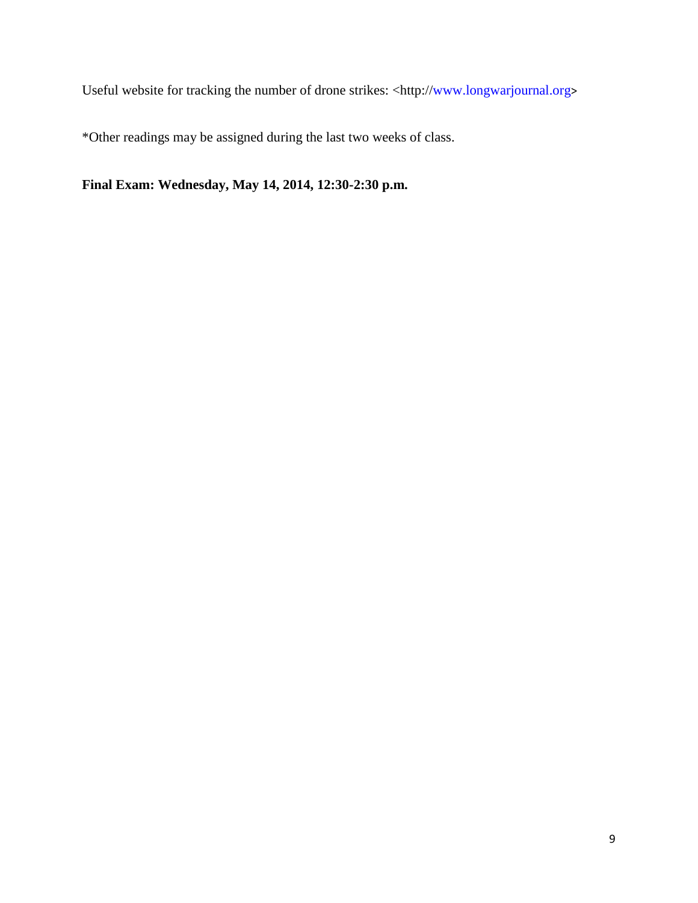Useful website for tracking the number of drone strikes: <http://www.longwarjournal.org>

*Other readings may be assigned during the last two weeks of class.

**Final Exam: Wednesday, May 14, 2014, 12:30-2:30 p.m.**